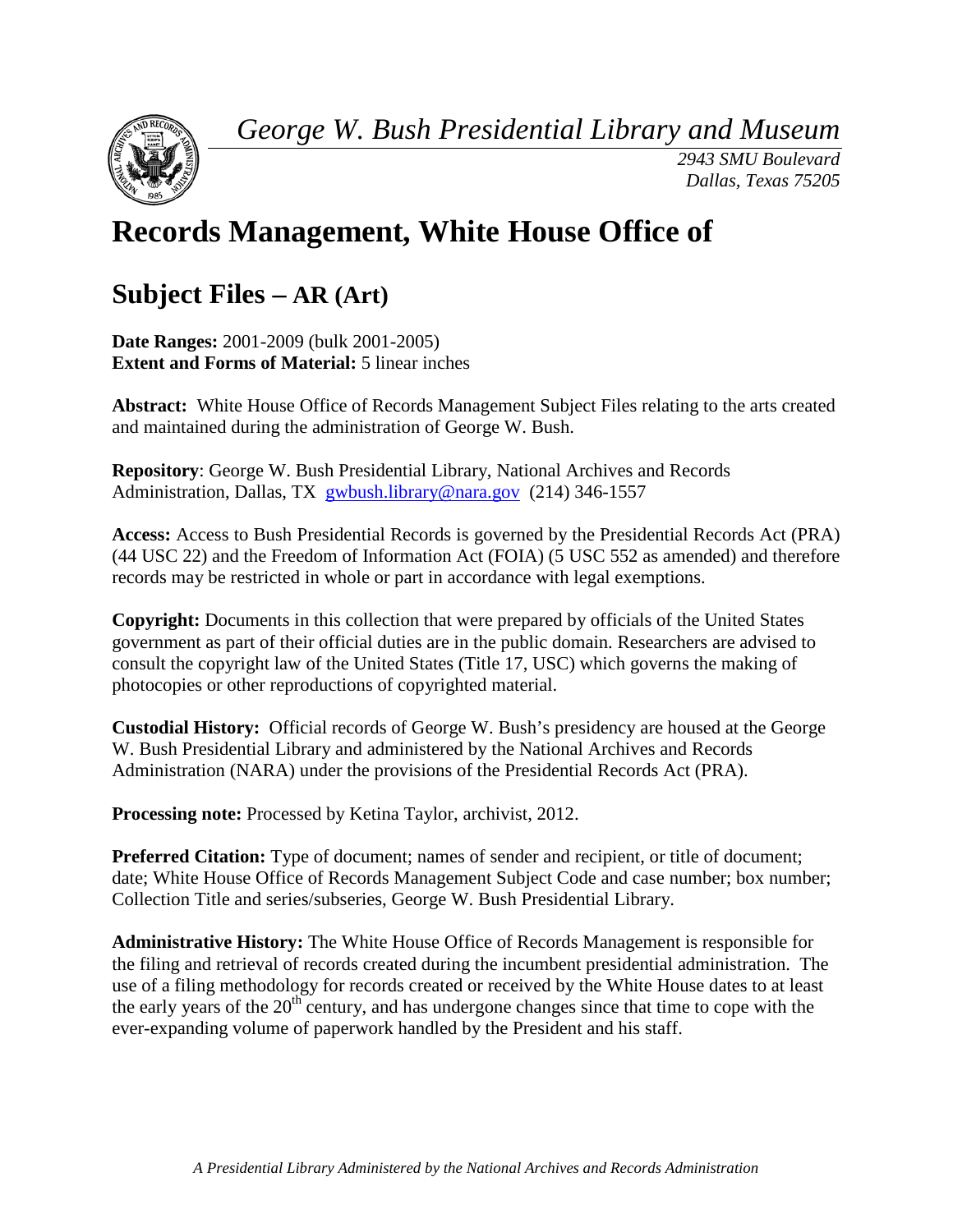*George W. Bush Presidential Library and Museum*

*2943 SMU Boulevard*
*Dallas, Texas 75205*

# Records Management, White House Office of

## Subject Files – AR (Art)

**Date Ranges:** 2001-2009 (bulk 2001-2005)
**Extent and Forms of Material:** 5 linear inches

**Abstract:** White House Office of Records Management Subject Files relating to the arts created and maintained during the administration of George W. Bush.

**Repository**: George W. Bush Presidential Library, National Archives and Records Administration, Dallas, TX gwbush.library@nara.gov (214) 346-1557

**Access:** Access to Bush Presidential Records is governed by the Presidential Records Act (PRA) (44 USC 22) and the Freedom of Information Act (FOIA) (5 USC 552 as amended) and therefore records may be restricted in whole or part in accordance with legal exemptions.

**Copyright:** Documents in this collection that were prepared by officials of the United States government as part of their official duties are in the public domain. Researchers are advised to consult the copyright law of the United States (Title 17, USC) which governs the making of photocopies or other reproductions of copyrighted material.

**Custodial History:** Official records of George W. Bush's presidency are housed at the George W. Bush Presidential Library and administered by the National Archives and Records Administration (NARA) under the provisions of the Presidential Records Act (PRA).

**Processing note:** Processed by Ketina Taylor, archivist, 2012.

**Preferred Citation:** Type of document; names of sender and recipient, or title of document; date; White House Office of Records Management Subject Code and case number; box number; Collection Title and series/subseries, George W. Bush Presidential Library.

**Administrative History:** The White House Office of Records Management is responsible for the filing and retrieval of records created during the incumbent presidential administration. The use of a filing methodology for records created or received by the White House dates to at least the early years of the 20th century, and has undergone changes since that time to cope with the ever-expanding volume of paperwork handled by the President and his staff.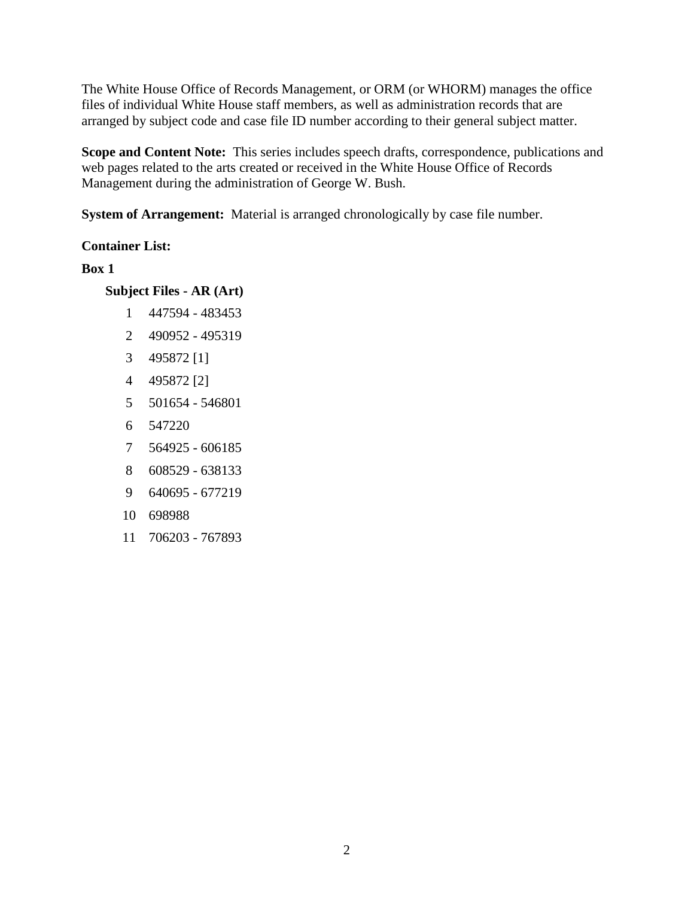The White House Office of Records Management, or ORM (or WHORM) manages the office files of individual White House staff members, as well as administration records that are arranged by subject code and case file ID number according to their general subject matter.

**Scope and Content Note:** This series includes speech drafts, correspondence, publications and web pages related to the arts created or received in the White House Office of Records Management during the administration of George W. Bush.

**System of Arrangement:** Material is arranged chronologically by case file number.

**Container List:**

**Box 1**

**Subject Files - AR (Art)**

1 447594 - 483453

2 490952 - 495319

3 495872 [1]

4 495872 [2]

5 501654 - 546801

6 547220

7 564925 - 606185

8 608529 - 638133

9 640695 - 677219

10 698988

11 706203 - 767893